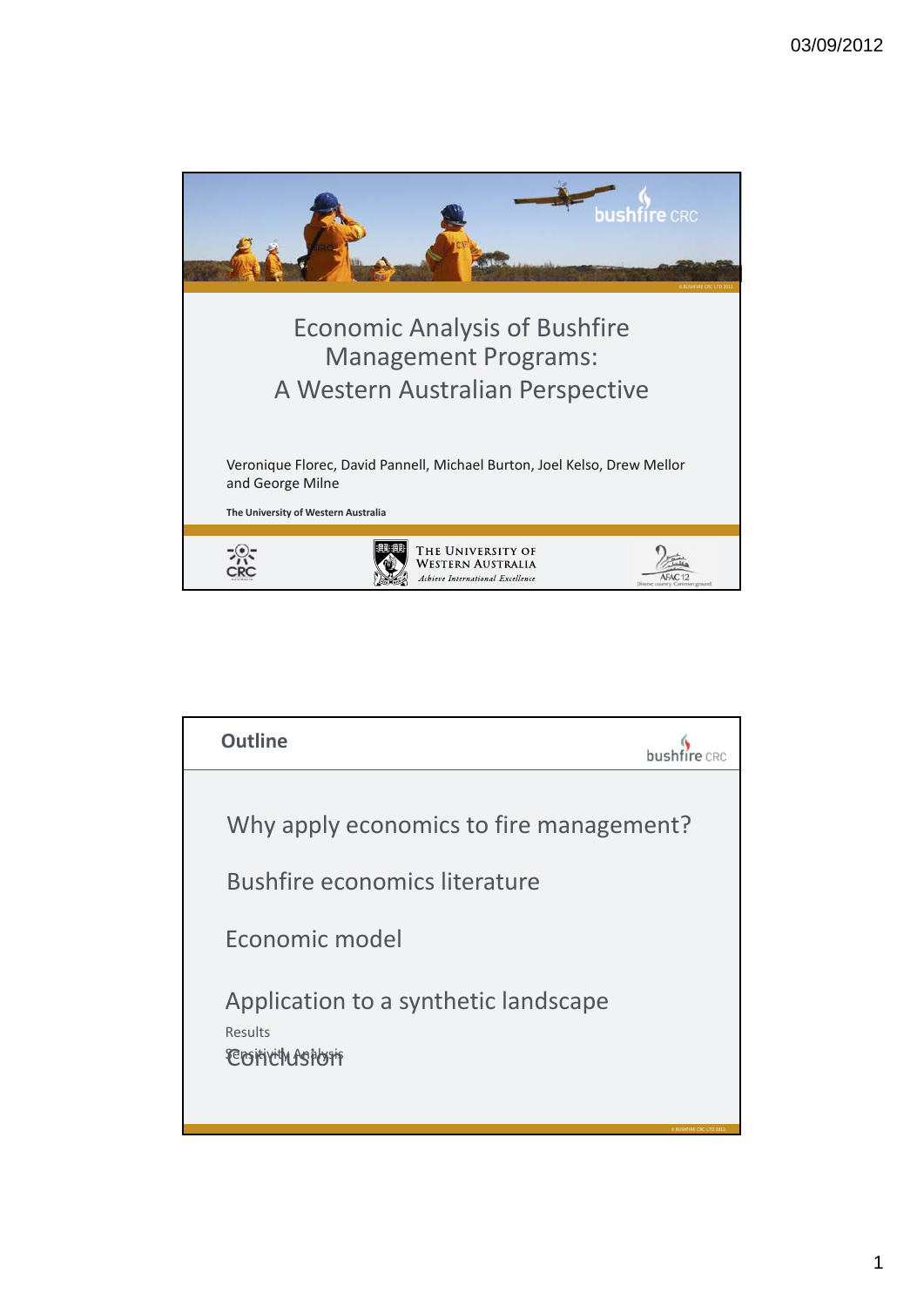# Economic Analysis of Bushfire Management Programs: A Western Australian Perspective

Veronique Florec, David Pannell, Michael Burton, Joel Kelso, Drew Mellor and George Milne

**The University of Western Australia**

## Outline

Why apply economics to fire management?

Bushfire economics literature

Economic model

Application to a synthetic landscape

Results

Sensitivity Analysis

Conclusion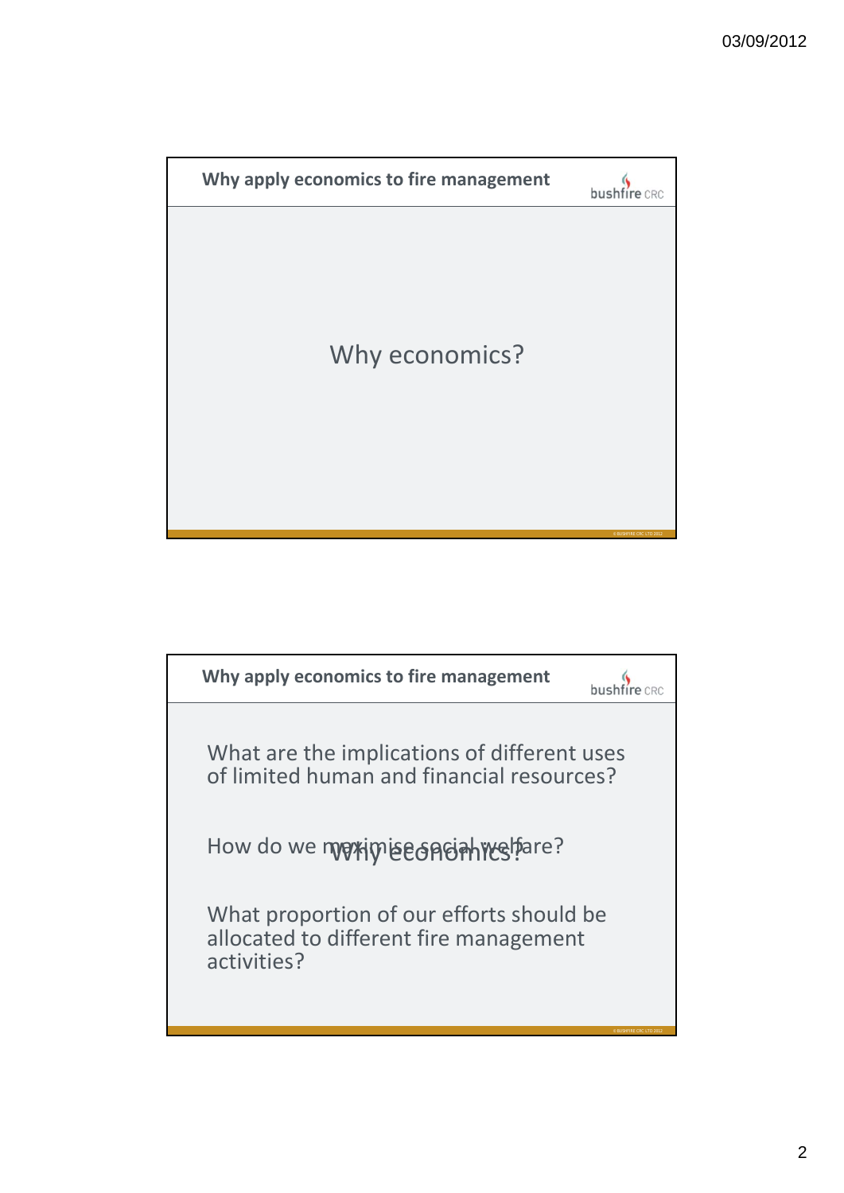## Why apply economics to fire management

Why economics?

## Why apply economics to fire management

What are the implications of different uses of limited human and financial resources?

How do we maximise social welfare?

What proportion of our efforts should be allocated to different fire management activities?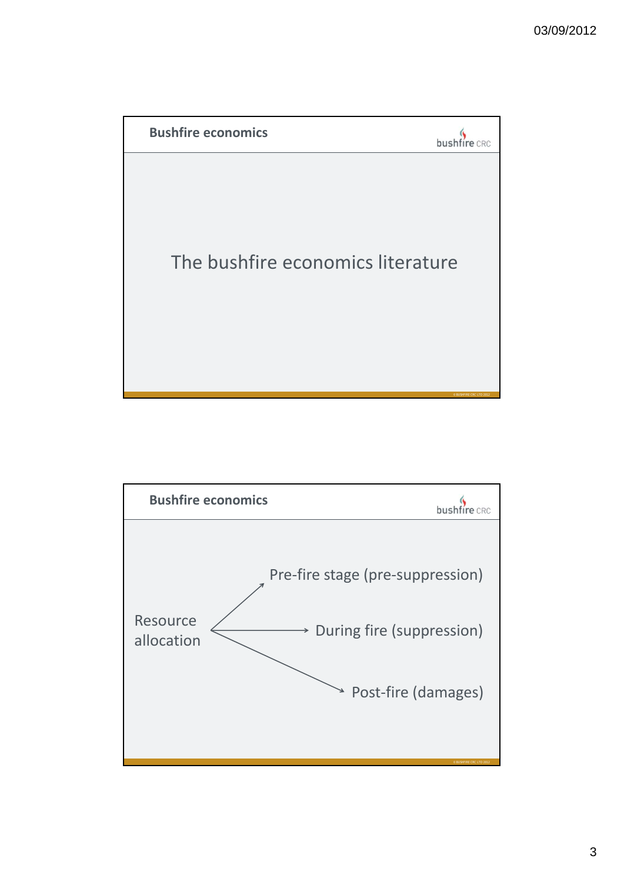## Bushfire economics

The bushfire economics literature

## Bushfire economics

Resource allocation

- → Pre-fire stage (pre-suppression)
- → During fire (suppression)
- → Post-fire (damages)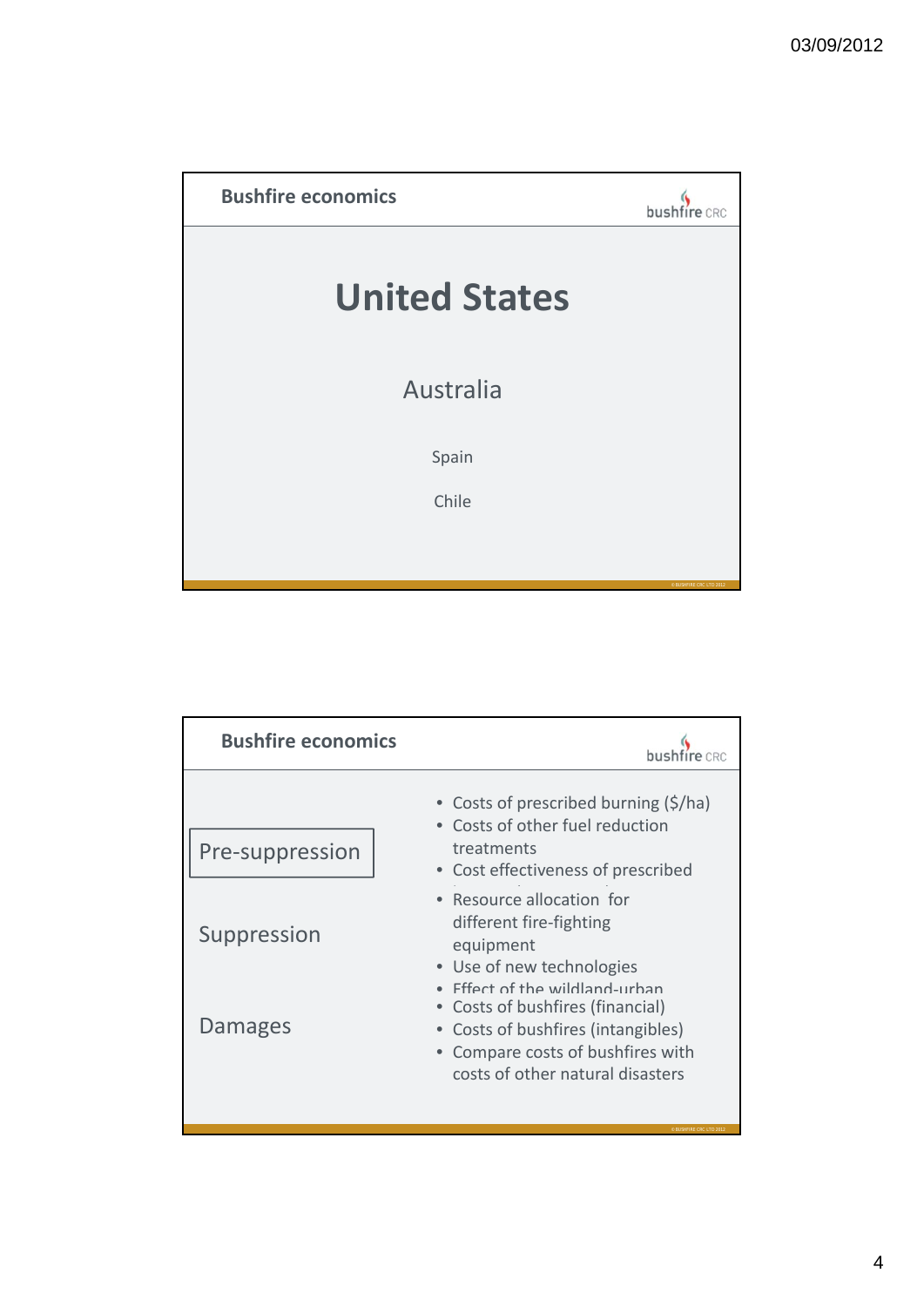## Bushfire economics

# United States

## Australia

Spain

Chile

## Bushfire economics

**Pre-suppression**

- Costs of prescribed burning ($/ha)
- Costs of other fuel reduction treatments
- Cost effectiveness of prescribed

**Suppression**

- Resource allocation for different fire-fighting equipment
- Use of new technologies
- Effect of the wildland-urban

**Damages**

- Costs of bushfires (financial)
- Costs of bushfires (intangibles)
- Compare costs of bushfires with costs of other natural disasters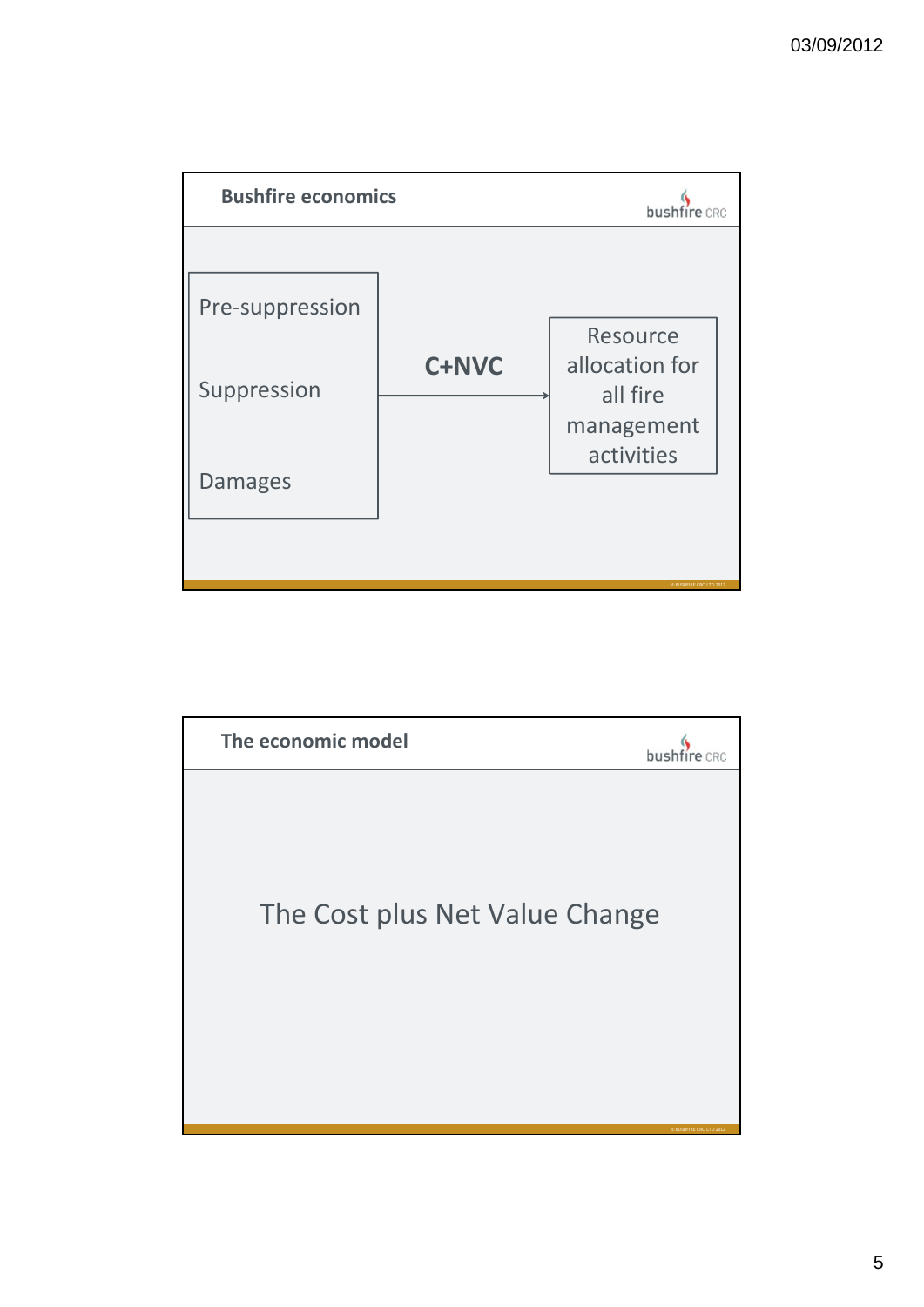## Bushfire economics

Pre-suppression

Suppression

Damages

**C+NVC** →

Resource allocation for all fire management activities

## The economic model

The Cost plus Net Value Change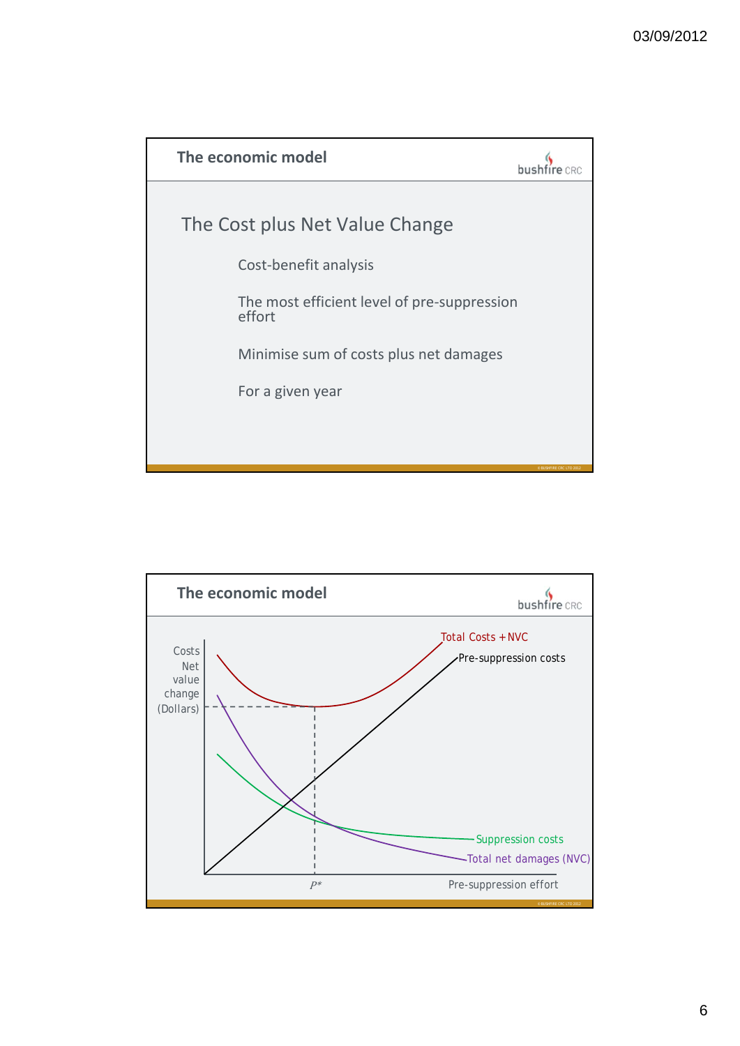## The economic model

### The Cost plus Net Value Change

- Cost-benefit analysis
- The most efficient level of pre-suppression effort
- Minimise sum of costs plus net damages
- For a given year

## The economic model

Costs Net value change (Dollars)

Total Costs + NVC

Pre-suppression costs

Suppression costs

Total net damages (NVC)

$P^*$

Pre-suppression effort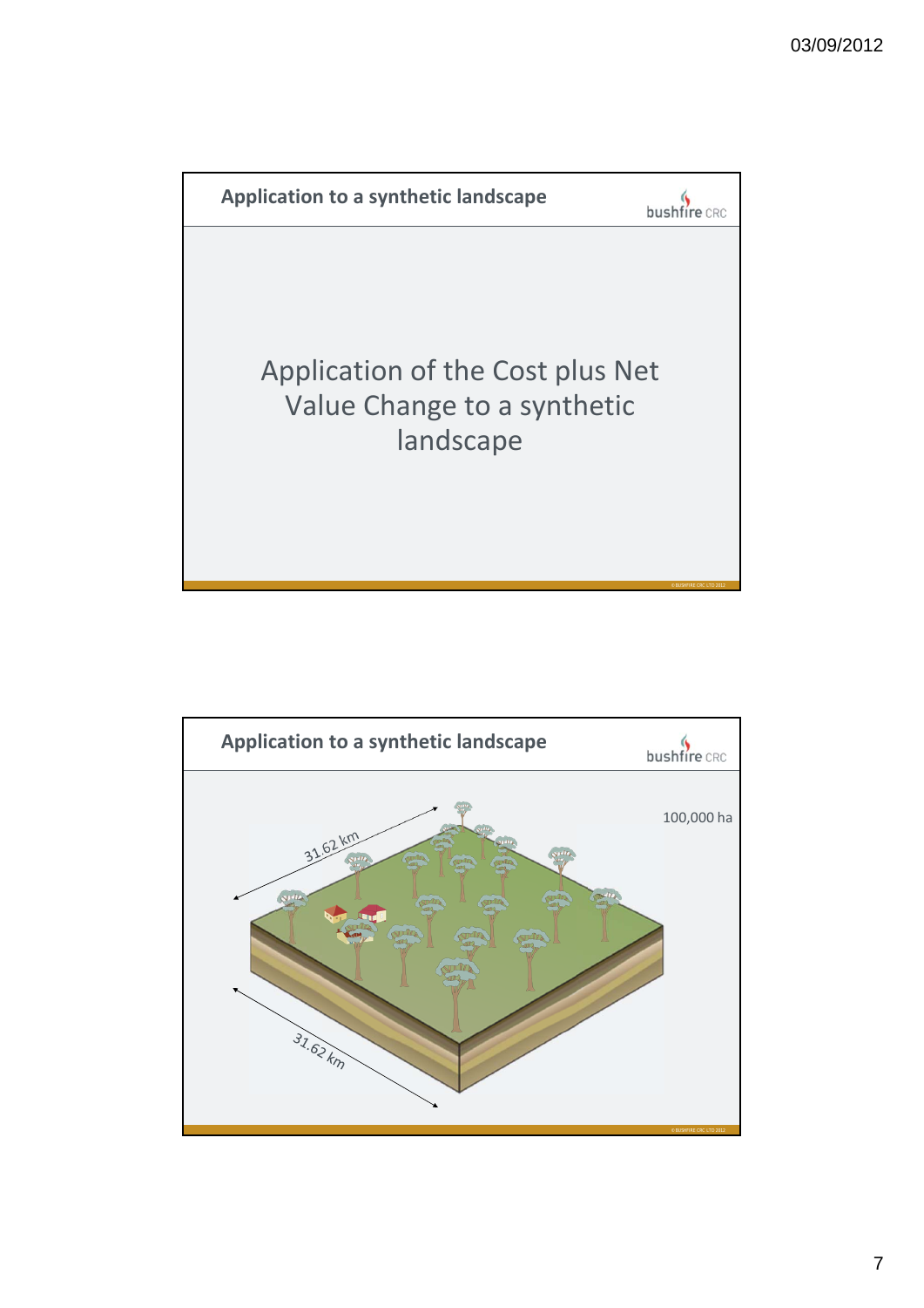## Application to a synthetic landscape

Application of the Cost plus Net Value Change to a synthetic landscape

## Application to a synthetic landscape

100,000 ha

31.62 km

31.62 km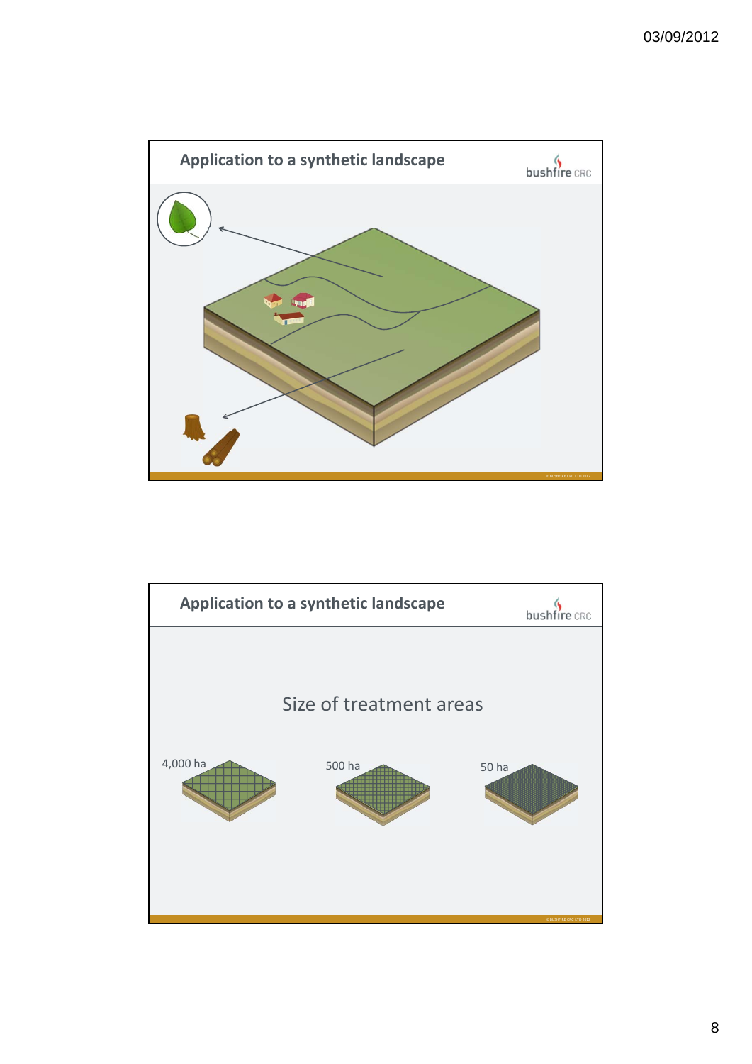## Application to a synthetic landscape

## Application to a synthetic landscape

Size of treatment areas

4,000 ha

500 ha

50 ha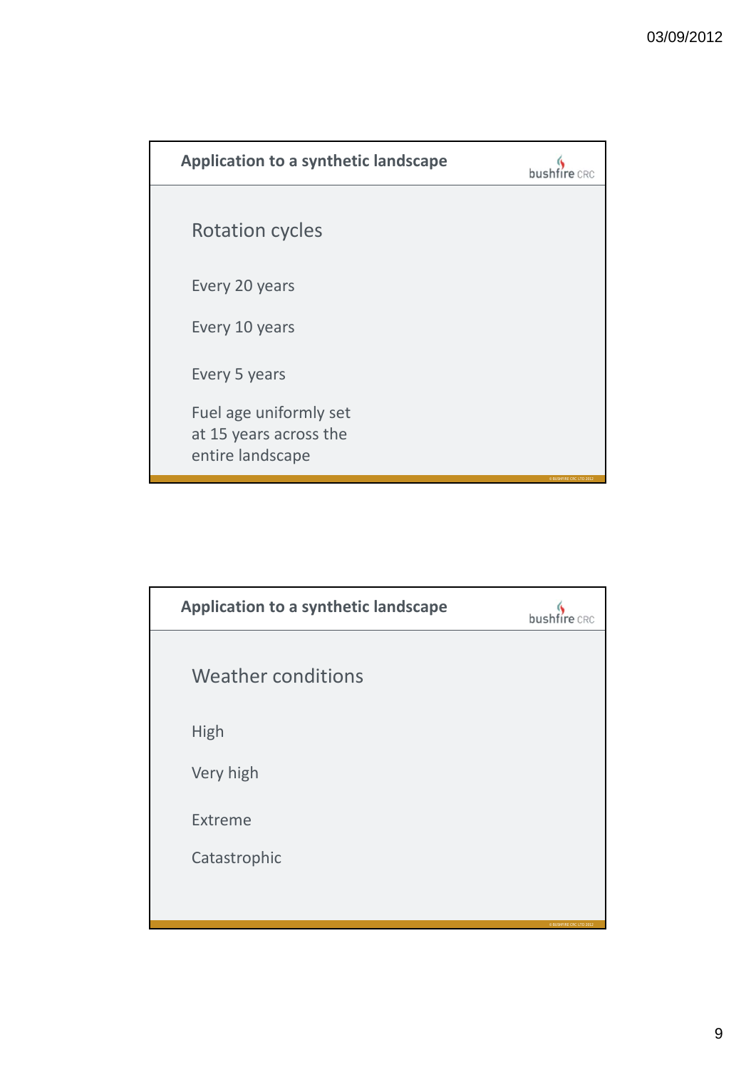## Application to a synthetic landscape

### Rotation cycles

Every 20 years

Every 10 years

Every 5 years

Fuel age uniformly set at 15 years across the entire landscape

## Application to a synthetic landscape

### Weather conditions

High

Very high

Extreme

Catastrophic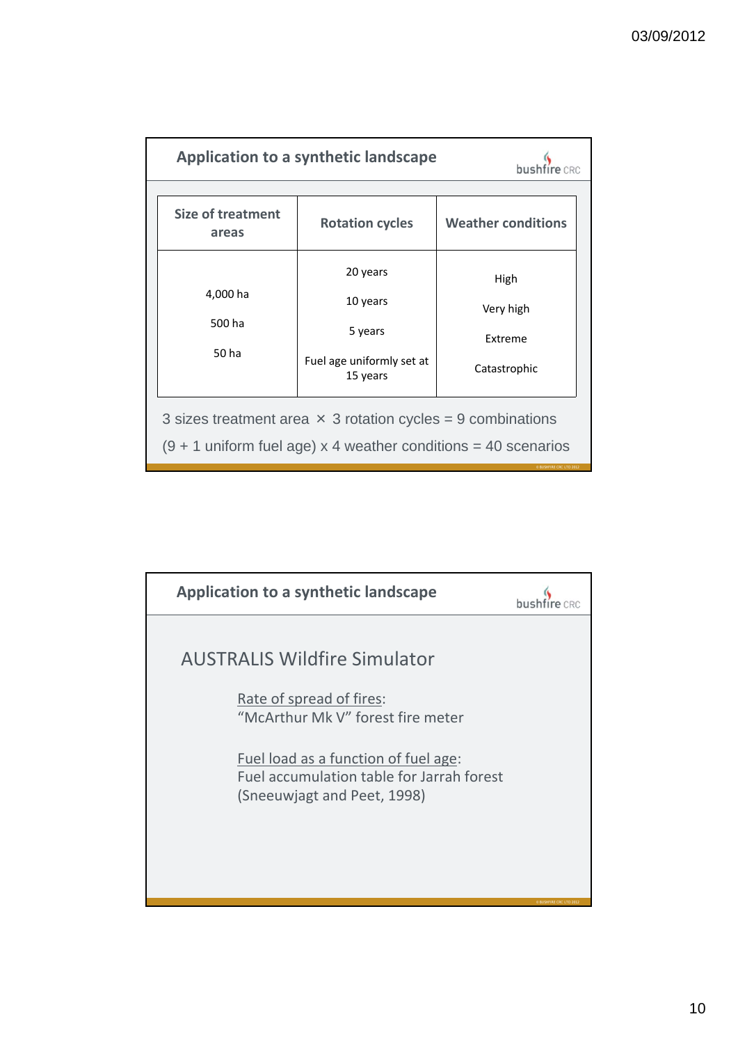## Application to a synthetic landscape

| Size of treatment areas | Rotation cycles | Weather conditions |
|---|---|---|
| 4,000 ha | 20 years | High |
| 500 ha | 10 years | Very high |
| 50 ha | 5 years | Extreme |
| | Fuel age uniformly set at 15 years | Catastrophic |

3 sizes treatment area × 3 rotation cycles = 9 combinations

(9 + 1 uniform fuel age) x 4 weather conditions = 40 scenarios

## Application to a synthetic landscape

AUSTRALIS Wildfire Simulator

Rate of spread of fires:
"McArthur Mk V" forest fire meter

Fuel load as a function of fuel age:
Fuel accumulation table for Jarrah forest (Sneeuwjagt and Peet, 1998)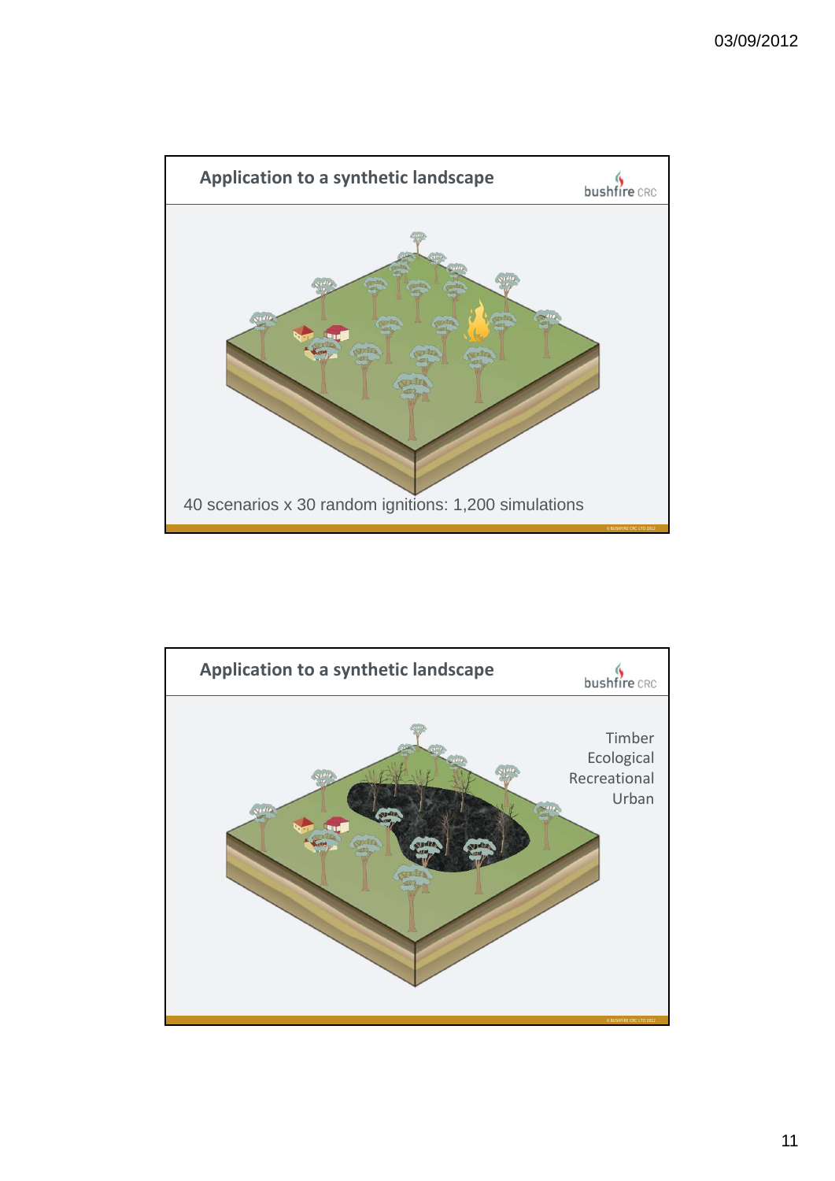## Application to a synthetic landscape

40 scenarios x 30 random ignitions: 1,200 simulations

## Application to a synthetic landscape

Timber
Ecological
Recreational
Urban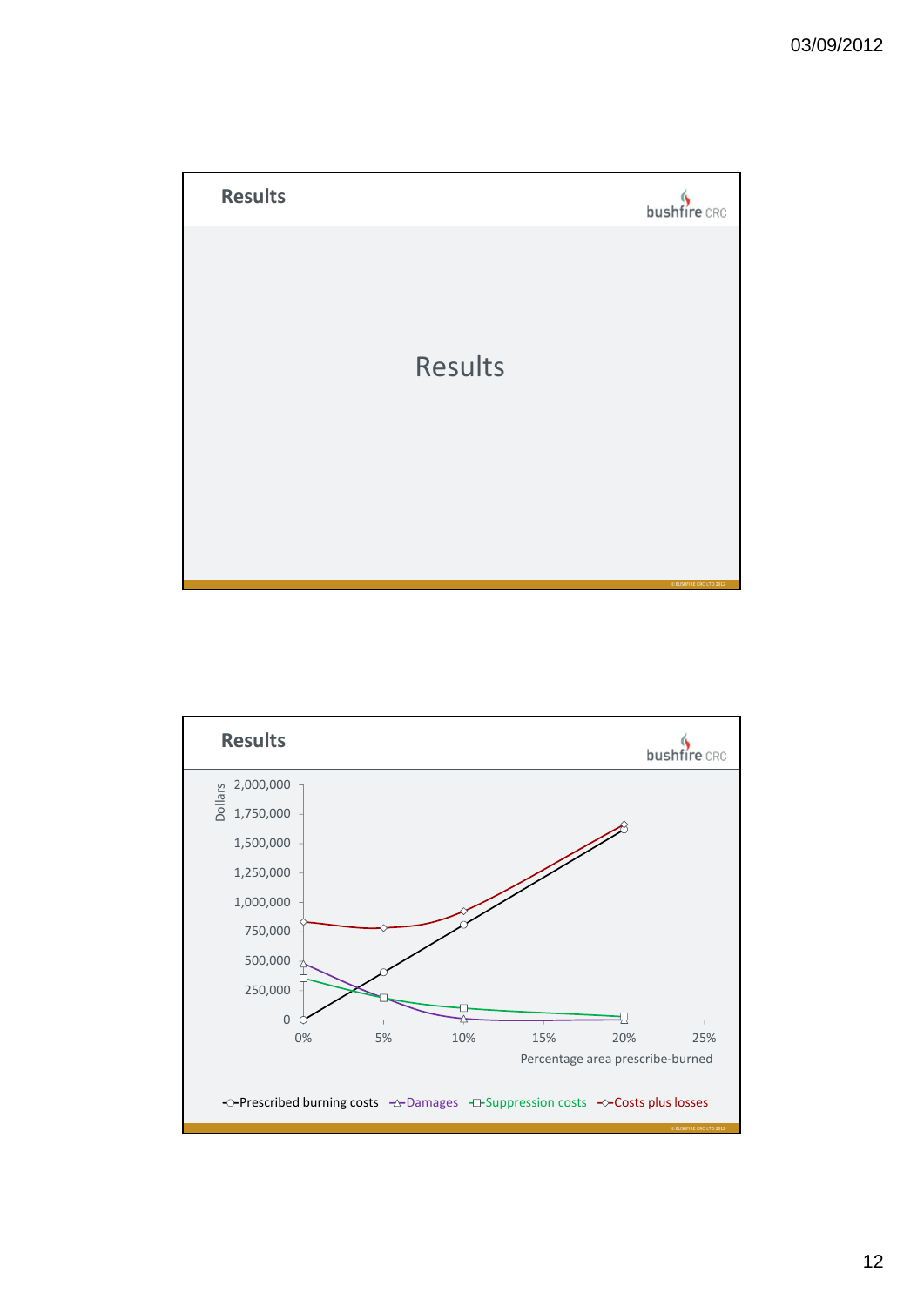## Results

Results

## Results

Dollars

| 2,000,000 |
|---|
| 1,750,000 |
| 1,500,000 |
| 1,250,000 |
| 1,000,000 |
| 750,000 |
| 500,000 |
| 250,000 |
| 0 |

0% 5% 10% 15% 20% 25%

Percentage area prescribe-burned

Prescribed burning costs, Damages, Suppression costs, Costs plus losses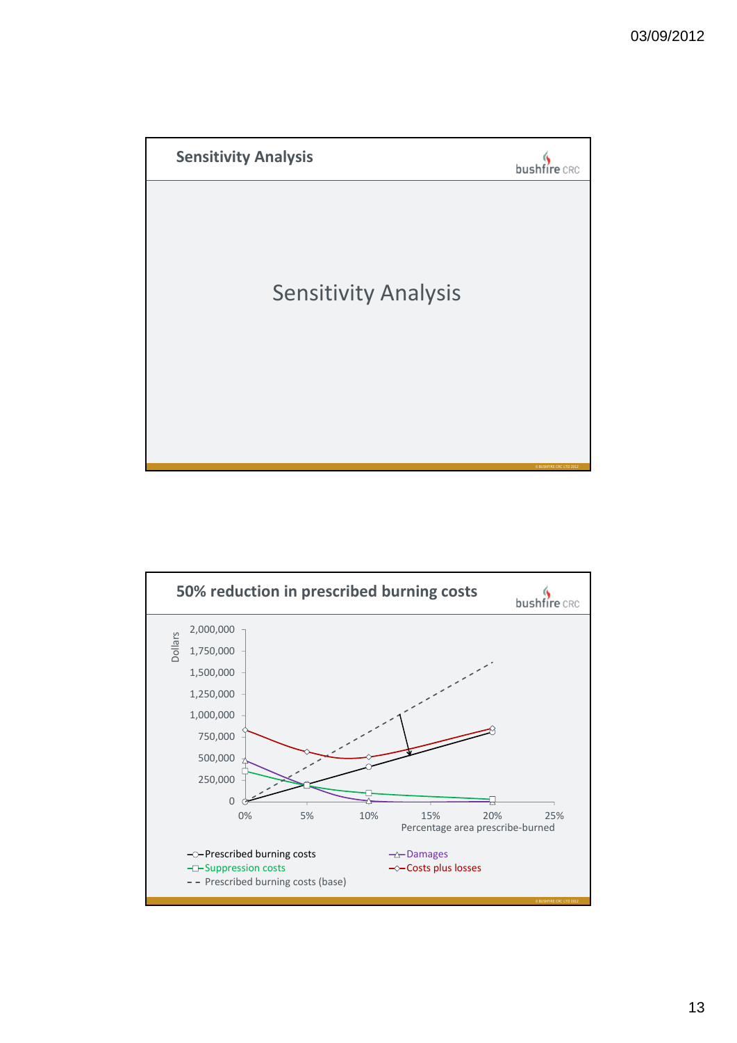## Sensitivity Analysis

Sensitivity Analysis

## 50% reduction in prescribed burning costs

Dollars

2,000,000
1,750,000
1,500,000
1,250,000
1,000,000
750,000
500,000
250,000
0

0% 5% 10% 15% 20% 25%

Percentage area prescribe-burned

- Prescribed burning costs
- Suppression costs
- Prescribed burning costs (base)
- Damages
- Costs plus losses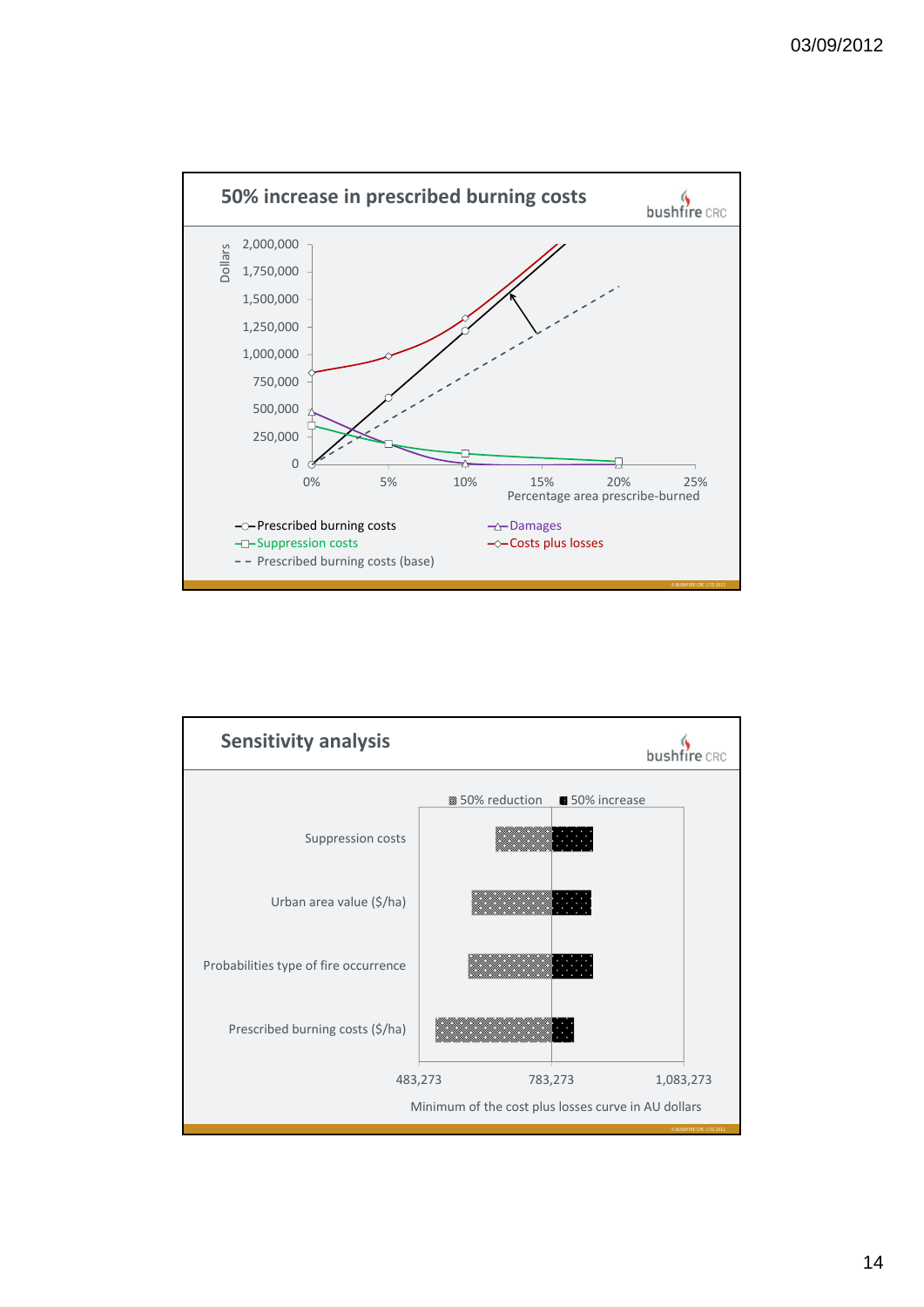## 50% increase in prescribed burning costs

bushfire CRC

Dollars: 2,000,000; 1,750,000; 1,500,000; 1,250,000; 1,000,000; 750,000; 500,000; 250,000; 0

0% 5% 10% 15% 20% 25%

Percentage area prescribe-burned

- Prescribed burning costs
- Suppression costs
- Prescribed burning costs (base)
- Damages
- Costs plus losses

## Sensitivity analysis

bushfire CRC

50% reduction ■ 50% increase

- Suppression costs
- Urban area value ($/ha)
- Probabilities type of fire occurrence
- Prescribed burning costs ($/ha)

483,273 783,273 1,083,273

Minimum of the cost plus losses curve in AU dollars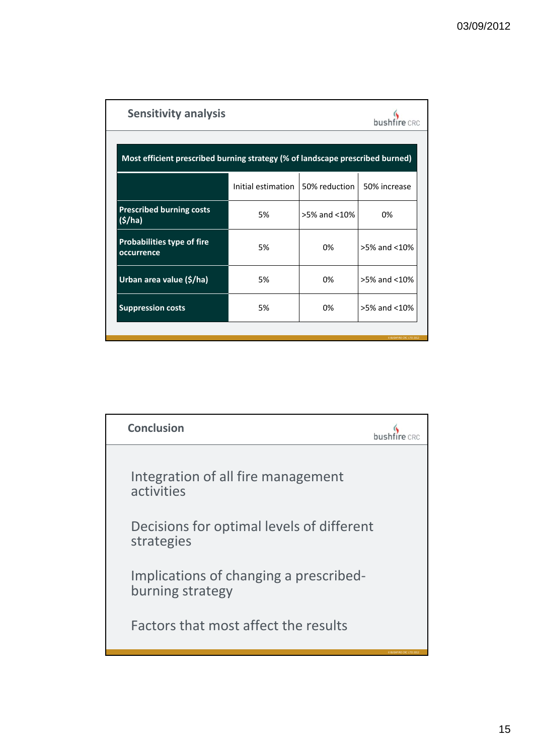## Sensitivity analysis

| Most efficient prescribed burning strategy (% of landscape prescribed burned) | | | |
|---|---|---|---|
| | Initial estimation | 50% reduction | 50% increase |
| **Prescribed burning costs ($/ha)** | 5% | >5% and <10% | 0% |
| **Probabilities type of fire occurrence** | 5% | 0% | >5% and <10% |
| **Urban area value ($/ha)** | 5% | 0% | >5% and <10% |
| **Suppression costs** | 5% | 0% | >5% and <10% |

## Conclusion

Integration of all fire management activities

Decisions for optimal levels of different strategies

Implications of changing a prescribed-burning strategy

Factors that most affect the results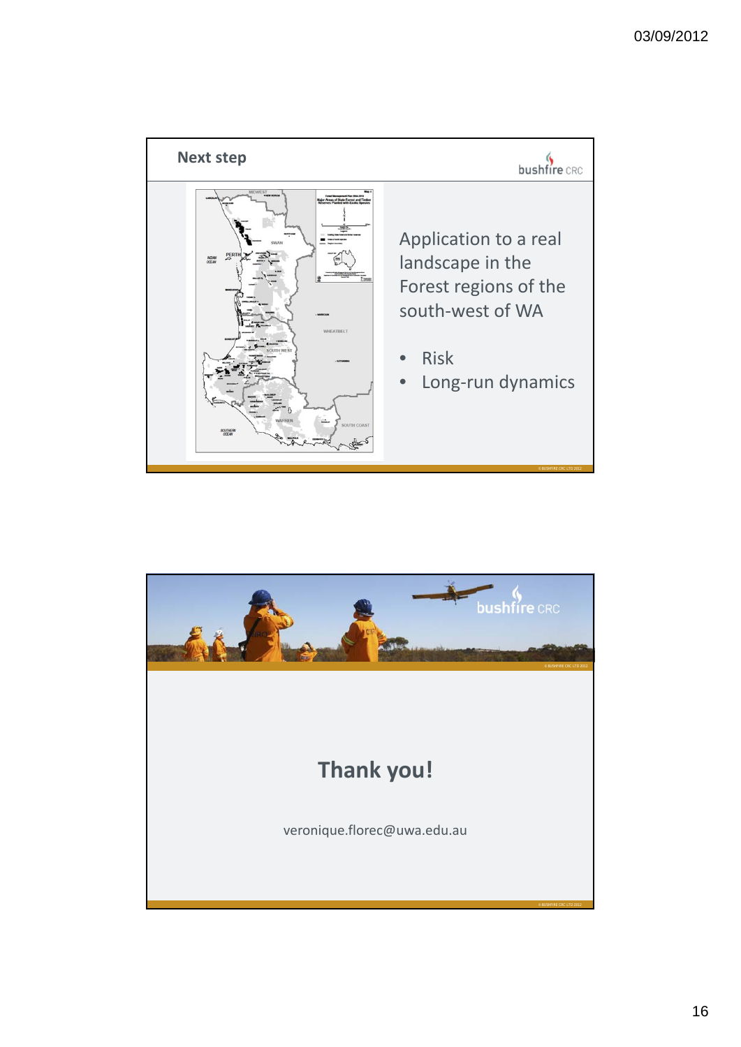## Next step

Application to a real landscape in the Forest regions of the south-west of WA

- Risk
- Long-run dynamics

## Thank you!

veronique.florec@uwa.edu.au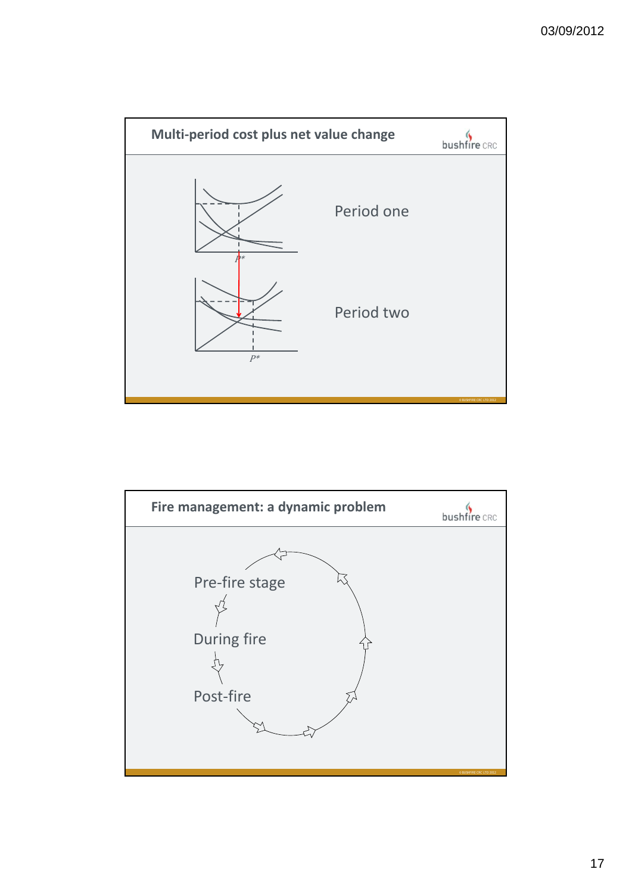## Multi-period cost plus net value change

$P^*$

$P^*$

Period one

Period two

## Fire management: a dynamic problem

Pre-fire stage

During fire

Post-fire